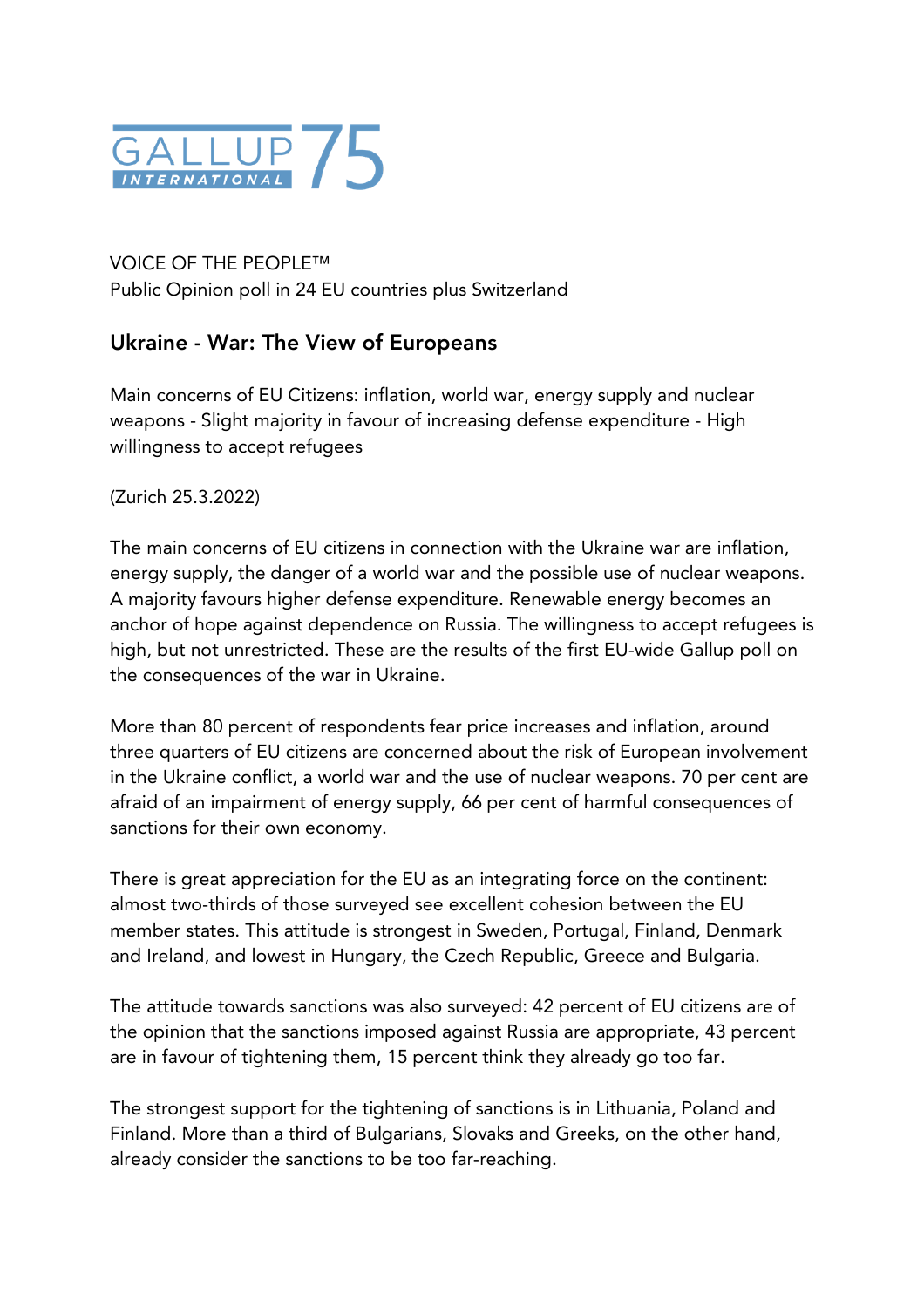GALLUP INTERNATIONAL 75

VOICE OF THE PEOPLE™
Public Opinion poll in 24 EU countries plus Switzerland

## Ukraine - War: The View of Europeans

Main concerns of EU Citizens: inflation, world war, energy supply and nuclear weapons - Slight majority in favour of increasing defense expenditure - High willingness to accept refugees

(Zurich 25.3.2022)

The main concerns of EU citizens in connection with the Ukraine war are inflation, energy supply, the danger of a world war and the possible use of nuclear weapons. A majority favours higher defense expenditure. Renewable energy becomes an anchor of hope against dependence on Russia. The willingness to accept refugees is high, but not unrestricted. These are the results of the first EU-wide Gallup poll on the consequences of the war in Ukraine.

More than 80 percent of respondents fear price increases and inflation, around three quarters of EU citizens are concerned about the risk of European involvement in the Ukraine conflict, a world war and the use of nuclear weapons. 70 per cent are afraid of an impairment of energy supply, 66 per cent of harmful consequences of sanctions for their own economy.

There is great appreciation for the EU as an integrating force on the continent: almost two-thirds of those surveyed see excellent cohesion between the EU member states. This attitude is strongest in Sweden, Portugal, Finland, Denmark and Ireland, and lowest in Hungary, the Czech Republic, Greece and Bulgaria.

The attitude towards sanctions was also surveyed: 42 percent of EU citizens are of the opinion that the sanctions imposed against Russia are appropriate, 43 percent are in favour of tightening them, 15 percent think they already go too far.

The strongest support for the tightening of sanctions is in Lithuania, Poland and Finland. More than a third of Bulgarians, Slovaks and Greeks, on the other hand, already consider the sanctions to be too far-reaching.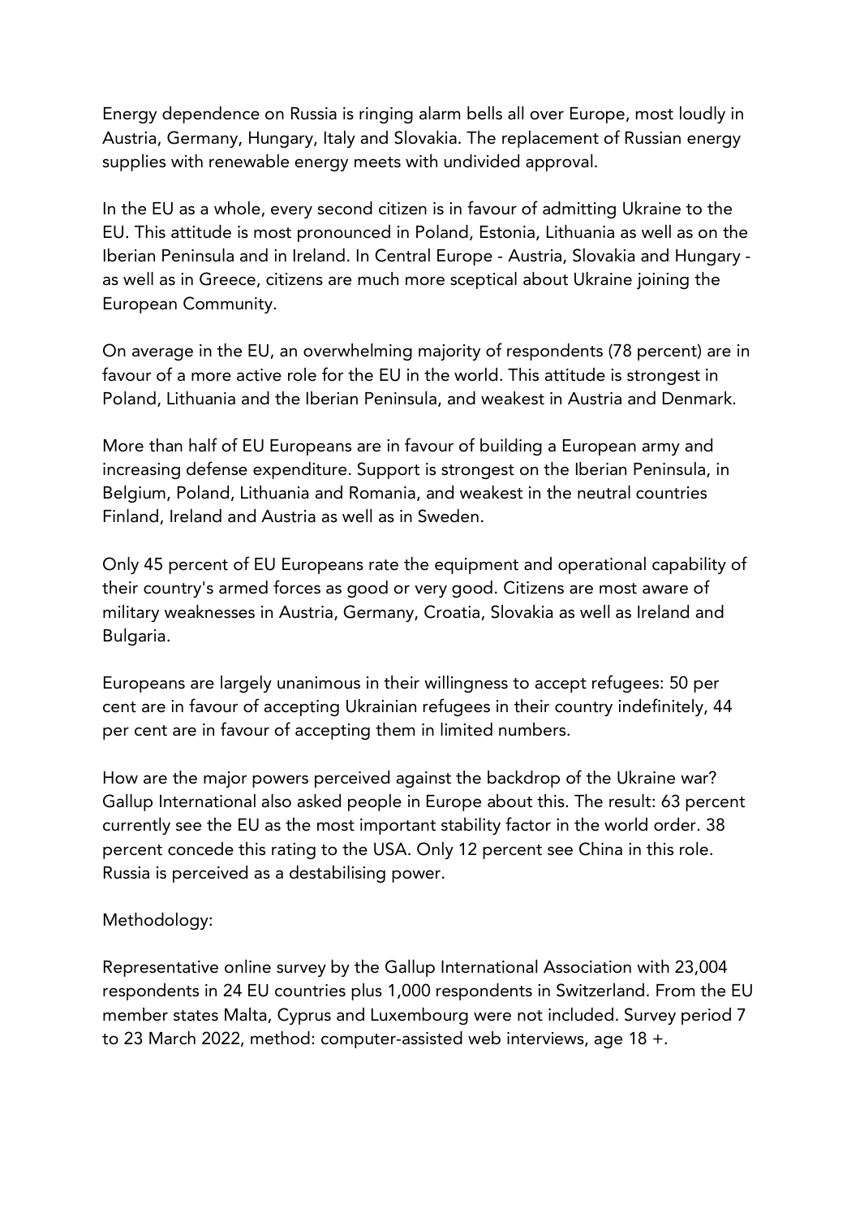Energy dependence on Russia is ringing alarm bells all over Europe, most loudly in Austria, Germany, Hungary, Italy and Slovakia. The replacement of Russian energy supplies with renewable energy meets with undivided approval.

In the EU as a whole, every second citizen is in favour of admitting Ukraine to the EU. This attitude is most pronounced in Poland, Estonia, Lithuania as well as on the Iberian Peninsula and in Ireland. In Central Europe - Austria, Slovakia and Hungary - as well as in Greece, citizens are much more sceptical about Ukraine joining the European Community.

On average in the EU, an overwhelming majority of respondents (78 percent) are in favour of a more active role for the EU in the world. This attitude is strongest in Poland, Lithuania and the Iberian Peninsula, and weakest in Austria and Denmark.

More than half of EU Europeans are in favour of building a European army and increasing defense expenditure. Support is strongest on the Iberian Peninsula, in Belgium, Poland, Lithuania and Romania, and weakest in the neutral countries Finland, Ireland and Austria as well as in Sweden.

Only 45 percent of EU Europeans rate the equipment and operational capability of their country's armed forces as good or very good. Citizens are most aware of military weaknesses in Austria, Germany, Croatia, Slovakia as well as Ireland and Bulgaria.

Europeans are largely unanimous in their willingness to accept refugees: 50 per cent are in favour of accepting Ukrainian refugees in their country indefinitely, 44 per cent are in favour of accepting them in limited numbers.

How are the major powers perceived against the backdrop of the Ukraine war? Gallup International also asked people in Europe about this. The result: 63 percent currently see the EU as the most important stability factor in the world order. 38 percent concede this rating to the USA. Only 12 percent see China in this role. Russia is perceived as a destabilising power.

Methodology:

Representative online survey by the Gallup International Association with 23,004 respondents in 24 EU countries plus 1,000 respondents in Switzerland. From the EU member states Malta, Cyprus and Luxembourg were not included. Survey period 7 to 23 March 2022, method: computer-assisted web interviews, age 18 +.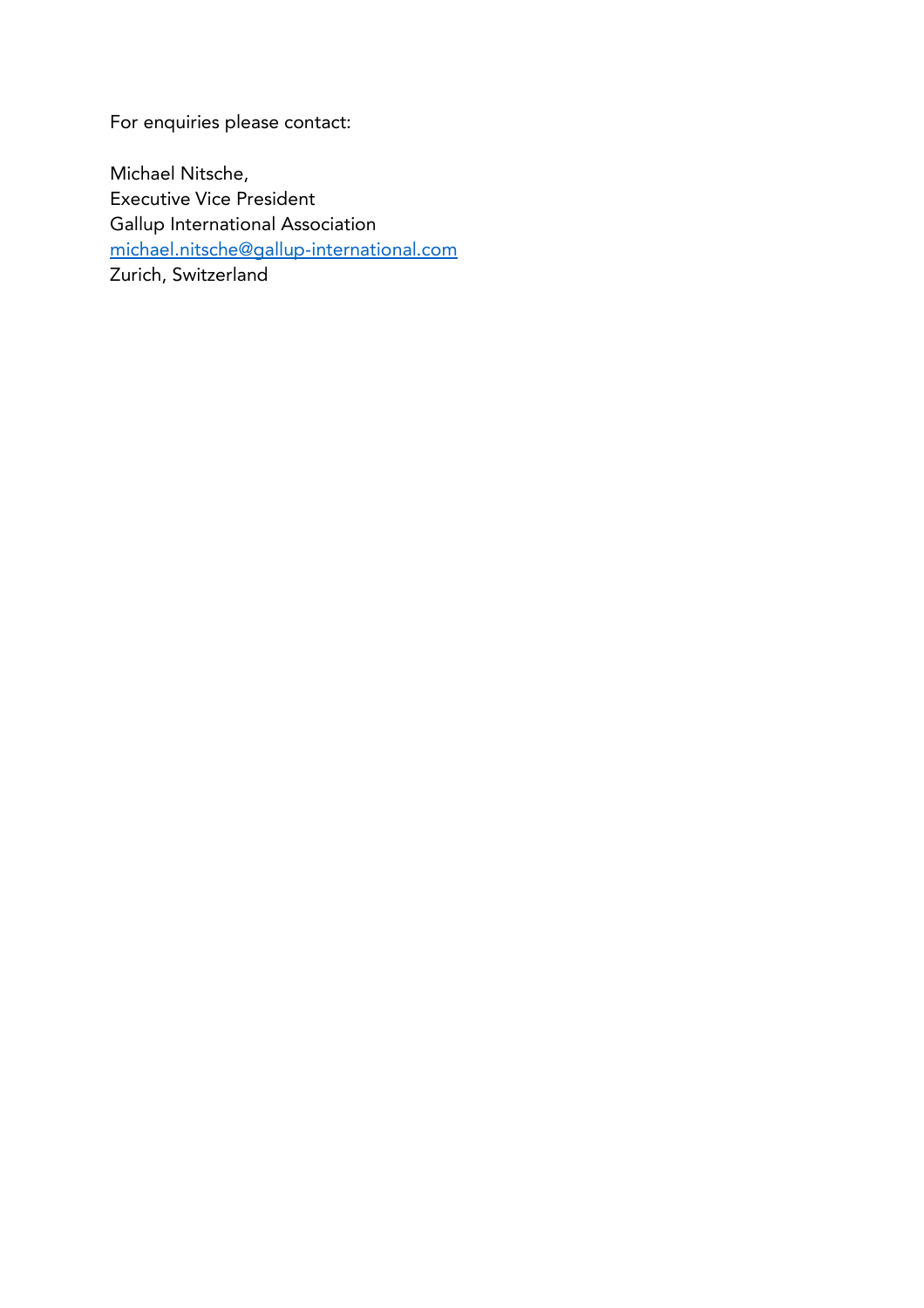For enquiries please contact:

Michael Nitsche,  
Executive Vice President  
Gallup International Association  
michael.nitsche@gallup-international.com  
Zurich, Switzerland